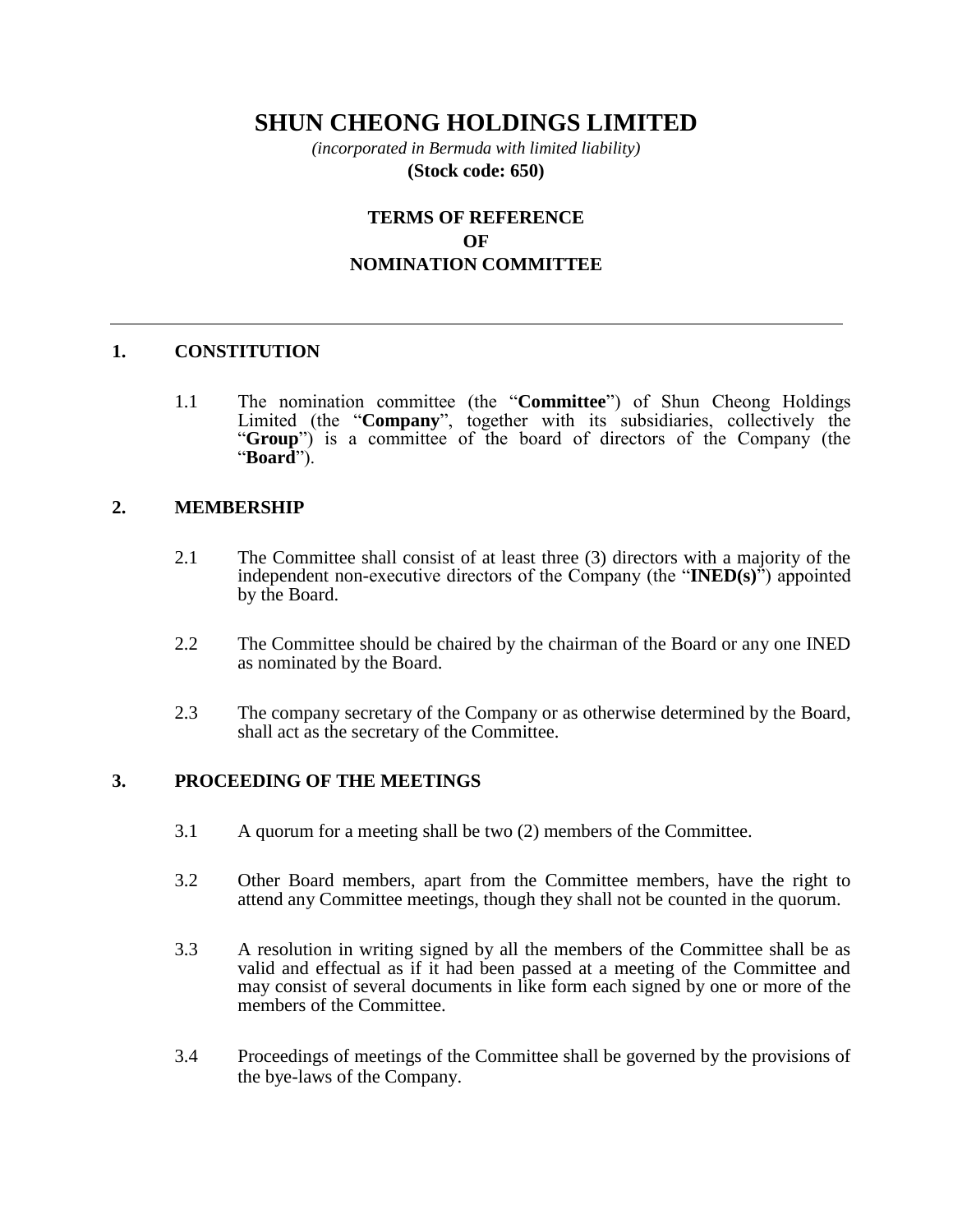# SHUN CHEONG HOLDINGS LIMITED

*(incorporated in Bermuda with limited liability)*

**(Stock code: 650)**

## TERMS OF REFERENCE
## OF
## NOMINATION COMMITTEE

---

### 1. CONSTITUTION

1.1 The nomination committee (the "**Committee**") of Shun Cheong Holdings Limited (the "**Company**", together with its subsidiaries, collectively the "**Group**") is a committee of the board of directors of the Company (the "**Board**").

### 2. MEMBERSHIP

2.1 The Committee shall consist of at least three (3) directors with a majority of the independent non-executive directors of the Company (the "**INED(s)**") appointed by the Board.

2.2 The Committee should be chaired by the chairman of the Board or any one INED as nominated by the Board.

2.3 The company secretary of the Company or as otherwise determined by the Board, shall act as the secretary of the Committee.

### 3. PROCEEDING OF THE MEETINGS

3.1 A quorum for a meeting shall be two (2) members of the Committee.

3.2 Other Board members, apart from the Committee members, have the right to attend any Committee meetings, though they shall not be counted in the quorum.

3.3 A resolution in writing signed by all the members of the Committee shall be as valid and effectual as if it had been passed at a meeting of the Committee and may consist of several documents in like form each signed by one or more of the members of the Committee.

3.4 Proceedings of meetings of the Committee shall be governed by the provisions of the bye-laws of the Company.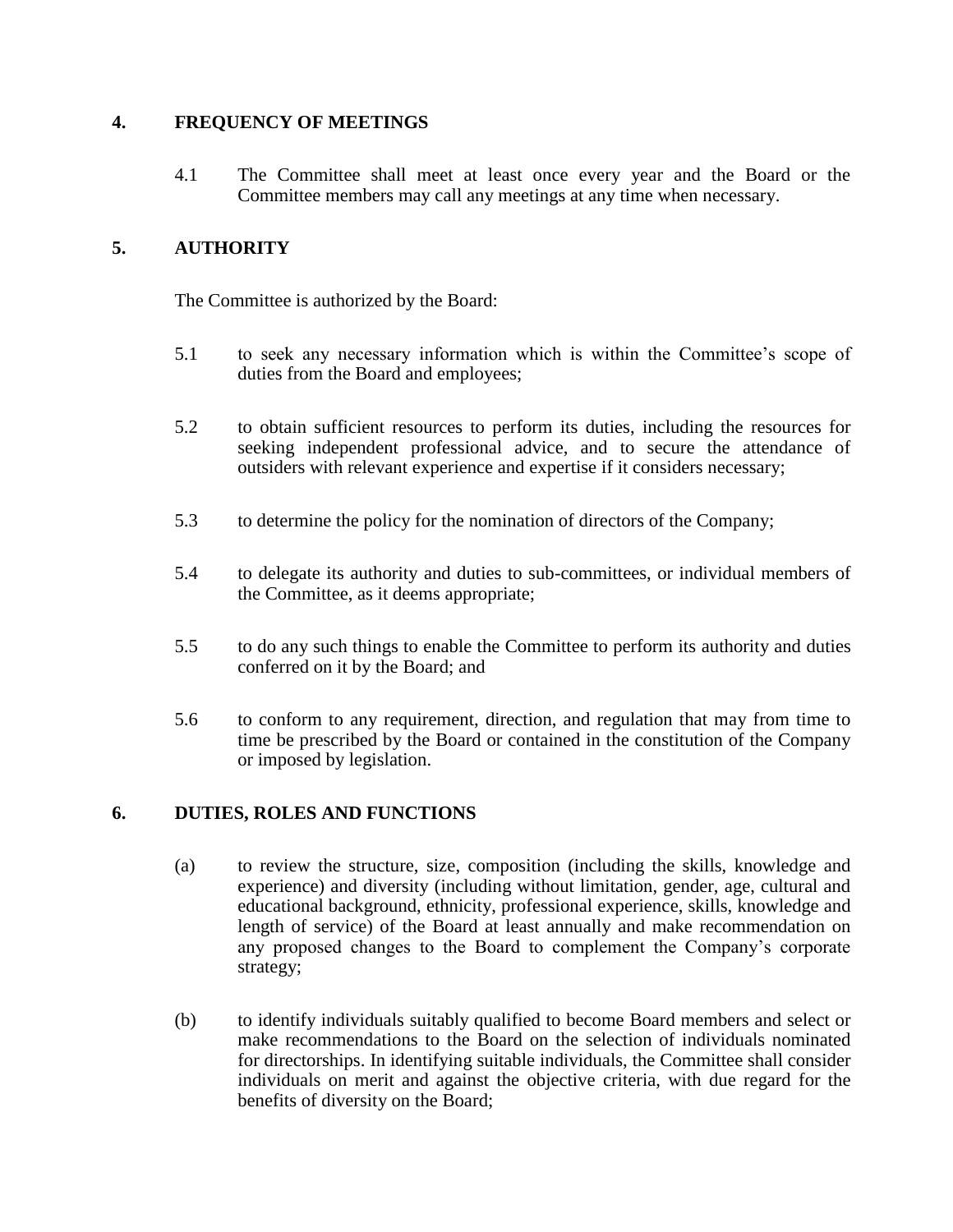## 4. FREQUENCY OF MEETINGS

4.1 The Committee shall meet at least once every year and the Board or the Committee members may call any meetings at any time when necessary.

## 5. AUTHORITY

The Committee is authorized by the Board:

5.1 to seek any necessary information which is within the Committee's scope of duties from the Board and employees;

5.2 to obtain sufficient resources to perform its duties, including the resources for seeking independent professional advice, and to secure the attendance of outsiders with relevant experience and expertise if it considers necessary;

5.3 to determine the policy for the nomination of directors of the Company;

5.4 to delegate its authority and duties to sub-committees, or individual members of the Committee, as it deems appropriate;

5.5 to do any such things to enable the Committee to perform its authority and duties conferred on it by the Board; and

5.6 to conform to any requirement, direction, and regulation that may from time to time be prescribed by the Board or contained in the constitution of the Company or imposed by legislation.

## 6. DUTIES, ROLES AND FUNCTIONS

(a) to review the structure, size, composition (including the skills, knowledge and experience) and diversity (including without limitation, gender, age, cultural and educational background, ethnicity, professional experience, skills, knowledge and length of service) of the Board at least annually and make recommendation on any proposed changes to the Board to complement the Company's corporate strategy;

(b) to identify individuals suitably qualified to become Board members and select or make recommendations to the Board on the selection of individuals nominated for directorships. In identifying suitable individuals, the Committee shall consider individuals on merit and against the objective criteria, with due regard for the benefits of diversity on the Board;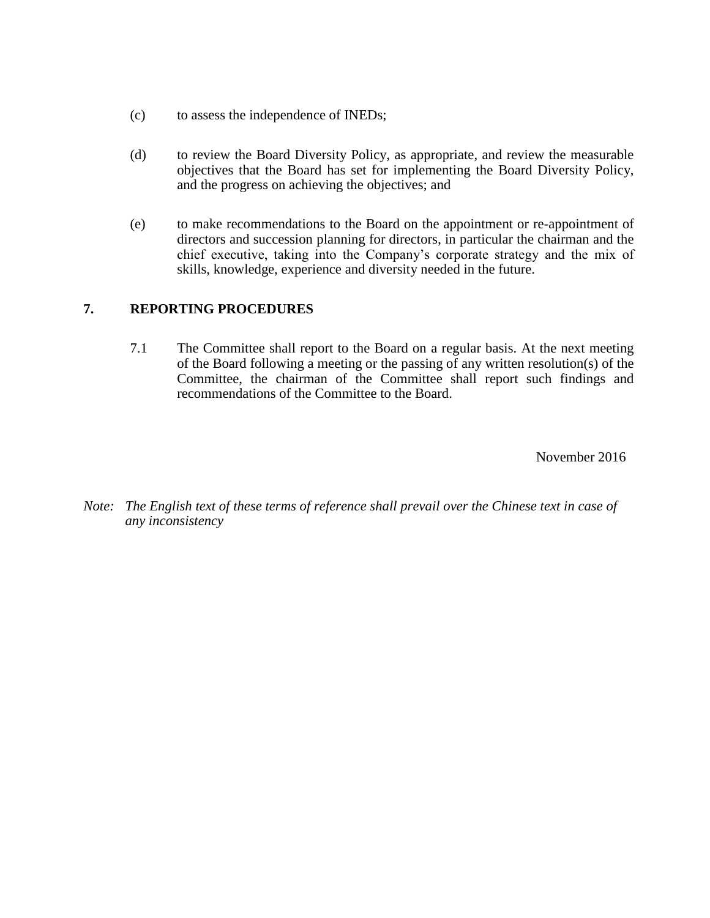(c) to assess the independence of INEDs;

(d) to review the Board Diversity Policy, as appropriate, and review the measurable objectives that the Board has set for implementing the Board Diversity Policy, and the progress on achieving the objectives; and

(e) to make recommendations to the Board on the appointment or re-appointment of directors and succession planning for directors, in particular the chairman and the chief executive, taking into the Company's corporate strategy and the mix of skills, knowledge, experience and diversity needed in the future.

## 7. REPORTING PROCEDURES

7.1 The Committee shall report to the Board on a regular basis. At the next meeting of the Board following a meeting or the passing of any written resolution(s) of the Committee, the chairman of the Committee shall report such findings and recommendations of the Committee to the Board.

November 2016

*Note: The English text of these terms of reference shall prevail over the Chinese text in case of any inconsistency*